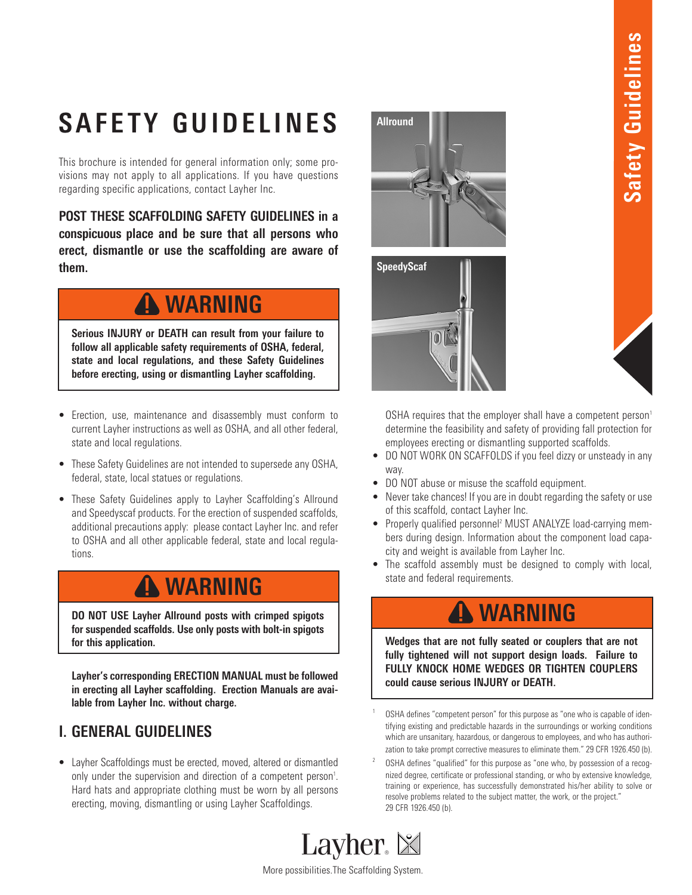# SAFETY GUIDELINES

This brochure is intended for general information only; some provisions may not apply to all applications. If you have questions regarding specific applications, contact Layher Inc.

**POST THESE SCAFFOLDING SAFETY GUIDELINES in a conspicuous place and be sure that all persons who erect, dismantle or use the scaffolding are aware of them.**

> **⚠ WARNING**
>
> **Serious INJURY or DEATH can result from your failure to follow all applicable safety requirements of OSHA, federal, state and local regulations, and these Safety Guidelines before erecting, using or dismantling Layher scaffolding.**

- Erection, use, maintenance and disassembly must conform to current Layher instructions as well as OSHA, and all other federal, state and local regulations.
- These Safety Guidelines are not intended to supersede any OSHA, federal, state, local statues or regulations.
- These Safety Guidelines apply to Layher Scaffolding's Allround and Speedyscaf products. For the erection of suspended scaffolds, additional precautions apply: please contact Layher Inc. and refer to OSHA and all other applicable federal, state and local regulations.

> **⚠ WARNING**
>
> **DO NOT USE Layher Allround posts with crimped spigots for suspended scaffolds. Use only posts with bolt-in spigots for this application.**

**Layher's corresponding ERECTION MANUAL must be followed in erecting all Layher scaffolding. Erection Manuals are available from Layher Inc. without charge.**

## I. GENERAL GUIDELINES

- Layher Scaffoldings must be erected, moved, altered or dismantled only under the supervision and direction of a competent person[1]. Hard hats and appropriate clothing must be worn by all persons erecting, moving, dismantling or using Layher Scaffoldings.

  OSHA requires that the employer shall have a competent person[1] determine the feasibility and safety of providing fall protection for employees erecting or dismantling supported scaffolds.
- DO NOT WORK ON SCAFFOLDS if you feel dizzy or unsteady in any way.
- DO NOT abuse or misuse the scaffold equipment.
- Never take chances! If you are in doubt regarding the safety or use of this scaffold, contact Layher Inc.
- Properly qualified personnel[2] MUST ANALYZE load-carrying members during design. Information about the component load capacity and weight is available from Layher Inc.
- The scaffold assembly must be designed to comply with local, state and federal requirements.

> **⚠ WARNING**
>
> **Wedges that are not fully seated or couplers that are not fully tightened will not support design loads. Failure to FULLY KNOCK HOME WEDGES OR TIGHTEN COUPLERS could cause serious INJURY or DEATH.**

[1] OSHA defines "competent person" for this purpose as "one who is capable of identifying existing and predictable hazards in the surroundings or working conditions which are unsanitary, hazardous, or dangerous to employees, and who has authorization to take prompt corrective measures to eliminate them." 29 CFR 1926.450 (b).

[2] OSHA defines "qualified" for this purpose as "one who, by possession of a recognized degree, certificate or professional standing, or who by extensive knowledge, training or experience, has successfully demonstrated his/her ability to solve or resolve problems related to the subject matter, the work, or the project." 29 CFR 1926.450 (b).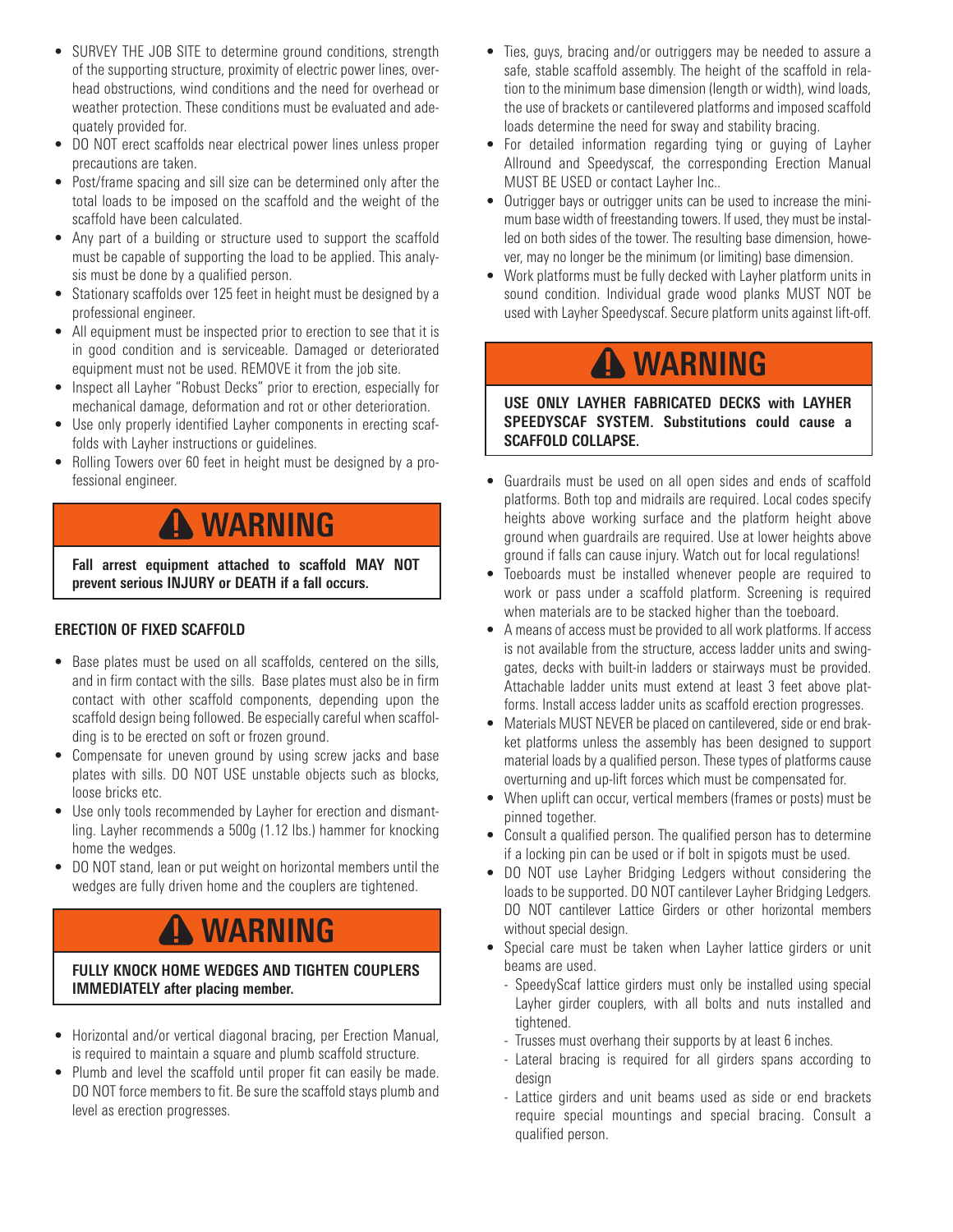- SURVEY THE JOB SITE to determine ground conditions, strength of the supporting structure, proximity of electric power lines, overhead obstructions, wind conditions and the need for overhead or weather protection. These conditions must be evaluated and adequately provided for.
- DO NOT erect scaffolds near electrical power lines unless proper precautions are taken.
- Post/frame spacing and sill size can be determined only after the total loads to be imposed on the scaffold and the weight of the scaffold have been calculated.
- Any part of a building or structure used to support the scaffold must be capable of supporting the load to be applied. This analysis must be done by a qualified person.
- Stationary scaffolds over 125 feet in height must be designed by a professional engineer.
- All equipment must be inspected prior to erection to see that it is in good condition and is serviceable. Damaged or deteriorated equipment must not be used. REMOVE it from the job site.
- Inspect all Layher "Robust Decks" prior to erection, especially for mechanical damage, deformation and rot or other deterioration.
- Use only properly identified Layher components in erecting scaffolds with Layher instructions or guidelines.
- Rolling Towers over 60 feet in height must be designed by a professional engineer.

## ⚠ WARNING

**Fall arrest equipment attached to scaffold MAY NOT prevent serious INJURY or DEATH if a fall occurs.**

### ERECTION OF FIXED SCAFFOLD

- Base plates must be used on all scaffolds, centered on the sills, and in firm contact with the sills. Base plates must also be in firm contact with other scaffold components, depending upon the scaffold design being followed. Be especially careful when scaffolding is to be erected on soft or frozen ground.
- Compensate for uneven ground by using screw jacks and base plates with sills. DO NOT USE unstable objects such as blocks, loose bricks etc.
- Use only tools recommended by Layher for erection and dismantling. Layher recommends a 500g (1.12 lbs.) hammer for knocking home the wedges.
- DO NOT stand, lean or put weight on horizontal members until the wedges are fully driven home and the couplers are tightened.

## ⚠ WARNING

**FULLY KNOCK HOME WEDGES AND TIGHTEN COUPLERS IMMEDIATELY after placing member.**

- Horizontal and/or vertical diagonal bracing, per Erection Manual, is required to maintain a square and plumb scaffold structure.
- Plumb and level the scaffold until proper fit can easily be made. DO NOT force members to fit. Be sure the scaffold stays plumb and level as erection progresses.
- Ties, guys, bracing and/or outriggers may be needed to assure a safe, stable scaffold assembly. The height of the scaffold in relation to the minimum base dimension (length or width), wind loads, the use of brackets or cantilevered platforms and imposed scaffold loads determine the need for sway and stability bracing.
- For detailed information regarding tying or guying of Layher Allround and Speedyscaf, the corresponding Erection Manual MUST BE USED or contact Layher Inc..
- Outrigger bays or outrigger units can be used to increase the minimum base width of freestanding towers. If used, they must be installed on both sides of the tower. The resulting base dimension, however, may no longer be the minimum (or limiting) base dimension.
- Work platforms must be fully decked with Layher platform units in sound condition. Individual grade wood planks MUST NOT be used with Layher Speedyscaf. Secure platform units against lift-off.

## ⚠ WARNING

**USE ONLY LAYHER FABRICATED DECKS with LAYHER SPEEDYSCAF SYSTEM. Substitutions could cause a SCAFFOLD COLLAPSE.**

- Guardrails must be used on all open sides and ends of scaffold platforms. Both top and midrails are required. Local codes specify heights above working surface and the platform height above ground when guardrails are required. Use at lower heights above ground if falls can cause injury. Watch out for local regulations!
- Toeboards must be installed whenever people are required to work or pass under a scaffold platform. Screening is required when materials are to be stacked higher than the toeboard.
- A means of access must be provided to all work platforms. If access is not available from the structure, access ladder units and swing-gates, decks with built-in ladders or stairways must be provided. Attachable ladder units must extend at least 3 feet above platforms. Install access ladder units as scaffold erection progresses.
- Materials MUST NEVER be placed on cantilevered, side or end braket platforms unless the assembly has been designed to support material loads by a qualified person. These types of platforms cause overturning and up-lift forces which must be compensated for.
- When uplift can occur, vertical members (frames or posts) must be pinned together.
- Consult a qualified person. The qualified person has to determine if a locking pin can be used or if bolt in spigots must be used.
- DO NOT use Layher Bridging Ledgers without considering the loads to be supported. DO NOT cantilever Layher Bridging Ledgers. DO NOT cantilever Lattice Girders or other horizontal members without special design.
- Special care must be taken when Layher lattice girders or unit beams are used.
  - SpeedyScaf lattice girders must only be installed using special Layher girder couplers, with all bolts and nuts installed and tightened.
  - Trusses must overhang their supports by at least 6 inches.
  - Lateral bracing is required for all girders spans according to design
  - Lattice girders and unit beams used as side or end brackets require special mountings and special bracing. Consult a qualified person.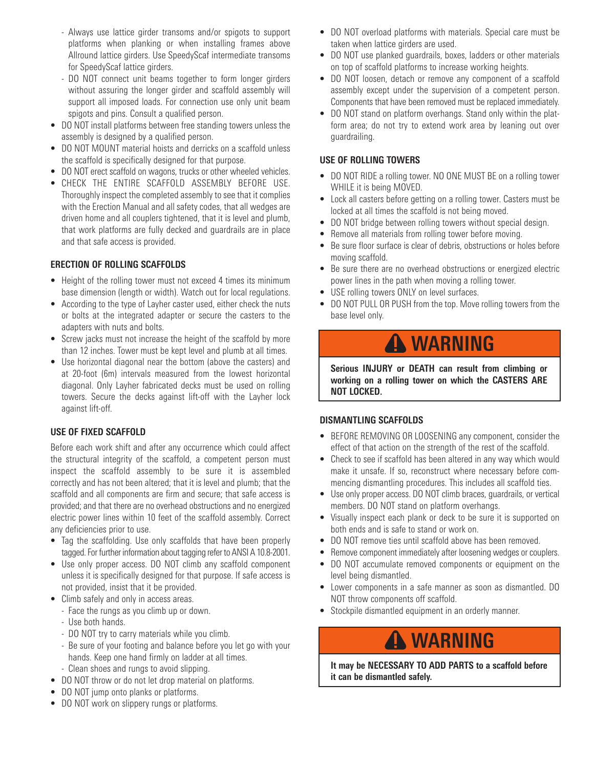- Always use lattice girder transoms and/or spigots to support platforms when planking or when installing frames above Allround lattice girders. Use SpeedyScaf intermediate transoms for SpeedyScaf lattice girders.
  - DO NOT connect unit beams together to form longer girders without assuring the longer girder and scaffold assembly will support all imposed loads. For connection use only unit beam spigots and pins. Consult a qualified person.
- DO NOT install platforms between free standing towers unless the assembly is designed by a qualified person.
- DO NOT MOUNT material hoists and derricks on a scaffold unless the scaffold is specifically designed for that purpose.
- DO NOT erect scaffold on wagons, trucks or other wheeled vehicles.
- CHECK THE ENTIRE SCAFFOLD ASSEMBLY BEFORE USE. Thoroughly inspect the completed assembly to see that it complies with the Erection Manual and all safety codes, that all wedges are driven home and all couplers tightened, that it is level and plumb, that work platforms are fully decked and guardrails are in place and that safe access is provided.

### ERECTION OF ROLLING SCAFFOLDS

- Height of the rolling tower must not exceed 4 times its minimum base dimension (length or width). Watch out for local regulations.
- According to the type of Layher caster used, either check the nuts or bolts at the integrated adapter or secure the casters to the adapters with nuts and bolts.
- Screw jacks must not increase the height of the scaffold by more than 12 inches. Tower must be kept level and plumb at all times.
- Use horizontal diagonal near the bottom (above the casters) and at 20-foot (6m) intervals measured from the lowest horizontal diagonal. Only Layher fabricated decks must be used on rolling towers. Secure the decks against lift-off with the Layher lock against lift-off.

### USE OF FIXED SCAFFOLD

Before each work shift and after any occurrence which could affect the structural integrity of the scaffold, a competent person must inspect the scaffold assembly to be sure it is assembled correctly and has not been altered; that it is level and plumb; that the scaffold and all components are firm and secure; that safe access is provided; and that there are no overhead obstructions and no energized electric power lines within 10 feet of the scaffold assembly. Correct any deficiencies prior to use.

- Tag the scaffolding. Use only scaffolds that have been properly tagged. For further information about tagging refer to ANSI A 10.8-2001.
- Use only proper access. DO NOT climb any scaffold component unless it is specifically designed for that purpose. If safe access is not provided, insist that it be provided.
- Climb safely and only in access areas.
  - Face the rungs as you climb up or down.
  - Use both hands.
  - DO NOT try to carry materials while you climb.
  - Be sure of your footing and balance before you let go with your hands. Keep one hand firmly on ladder at all times.
  - Clean shoes and rungs to avoid slipping.
- DO NOT throw or do not let drop material on platforms.
- DO NOT jump onto planks or platforms.
- DO NOT work on slippery rungs or platforms.
- DO NOT overload platforms with materials. Special care must be taken when lattice girders are used.
- DO NOT use planked guardrails, boxes, ladders or other materials on top of scaffold platforms to increase working heights.
- DO NOT loosen, detach or remove any component of a scaffold assembly except under the supervision of a competent person. Components that have been removed must be replaced immediately.
- DO NOT stand on platform overhangs. Stand only within the platform area; do not try to extend work area by leaning out over guardrailing.

### USE OF ROLLING TOWERS

- DO NOT RIDE a rolling tower. NO ONE MUST BE on a rolling tower WHILE it is being MOVED.
- Lock all casters before getting on a rolling tower. Casters must be locked at all times the scaffold is not being moved.
- DO NOT bridge between rolling towers without special design.
- Remove all materials from rolling tower before moving.
- Be sure floor surface is clear of debris, obstructions or holes before moving scaffold.
- Be sure there are no overhead obstructions or energized electric power lines in the path when moving a rolling tower.
- USE rolling towers ONLY on level surfaces.
- DO NOT PULL OR PUSH from the top. Move rolling towers from the base level only.

## ⚠ WARNING

**Serious INJURY or DEATH can result from climbing or working on a rolling tower on which the CASTERS ARE NOT LOCKED.**

### DISMANTLING SCAFFOLDS

- BEFORE REMOVING OR LOOSENING any component, consider the effect of that action on the strength of the rest of the scaffold.
- Check to see if scaffold has been altered in any way which would make it unsafe. If so, reconstruct where necessary before commencing dismantling procedures. This includes all scaffold ties.
- Use only proper access. DO NOT climb braces, guardrails, or vertical members. DO NOT stand on platform overhangs.
- Visually inspect each plank or deck to be sure it is supported on both ends and is safe to stand or work on.
- DO NOT remove ties until scaffold above has been removed.
- Remove component immediately after loosening wedges or couplers.
- DO NOT accumulate removed components or equipment on the level being dismantled.
- Lower components in a safe manner as soon as dismantled. DO NOT throw components off scaffold.
- Stockpile dismantled equipment in an orderly manner.

## ⚠ WARNING

**It may be NECESSARY TO ADD PARTS to a scaffold before it can be dismantled safely.**